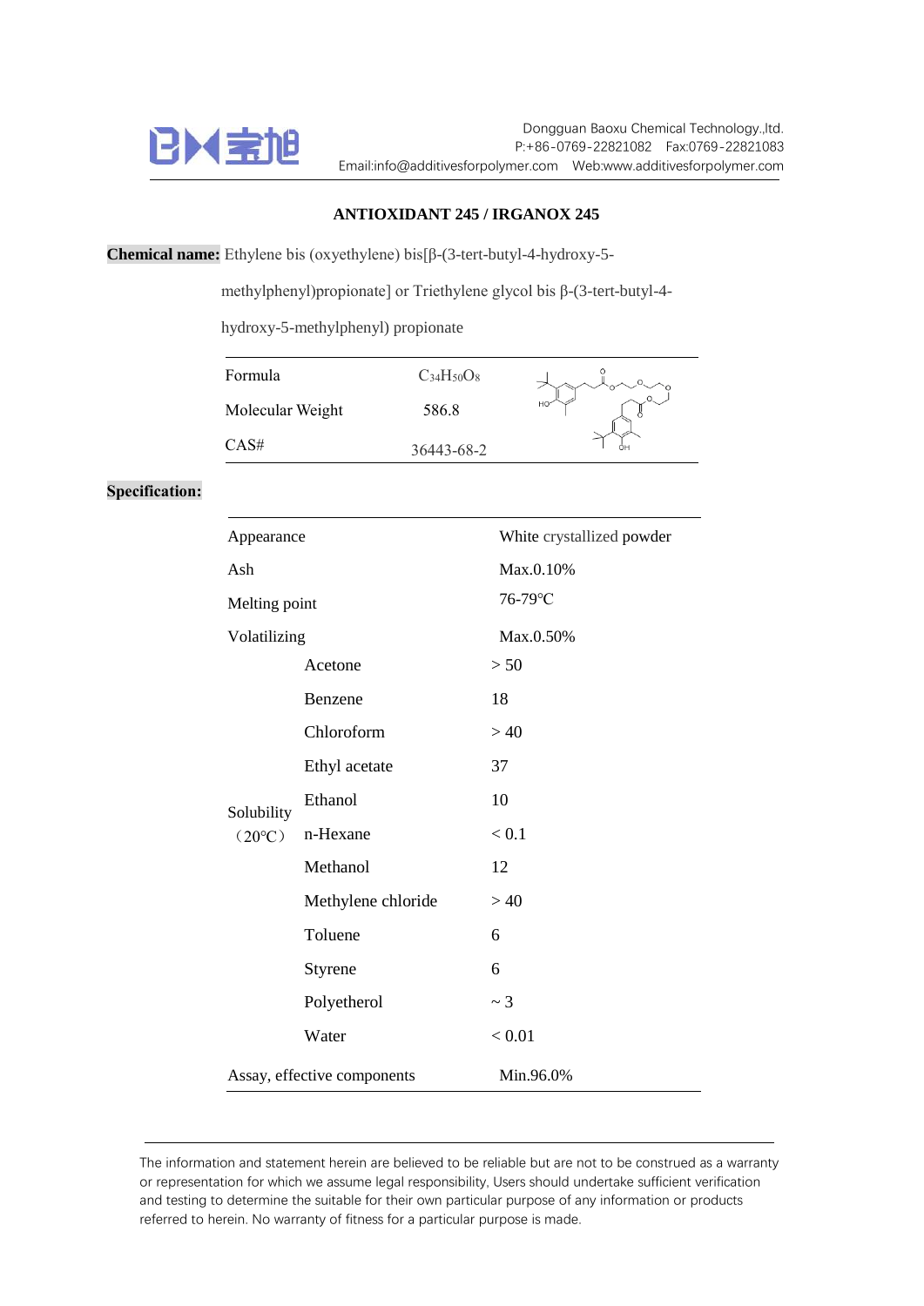Dongguan Baoxu Chemical Technology.,ltd.
P:+86-0769-22821082 Fax:0769-22821083
Email:info@additivesforpolymer.com Web:www.additivesforpolymer.com

# ANTIOXIDANT 245 / IRGANOX 245

**Chemical name:** Ethylene bis (oxyethylene) bis[β-(3-tert-butyl-4-hydroxy-5-methylphenyl)propionate] or Triethylene glycol bis β-(3-tert-butyl-4-hydroxy-5-methylphenyl) propionate

| | |
|---|---|
| Formula | $C_{34}H_{50}O_8$ |
| Molecular Weight | 586.8 |
| CAS# | 36443-68-2 |

**Specification:**

| | | |
|---|---|---|
| Appearance | | White crystallized powder |
| Ash | | Max.0.10% |
| Melting point | | 76-79℃ |
| Volatilizing | | Max.0.50% |
| Solubility（20℃） | Acetone | > 50 |
| | Benzene | 18 |
| | Chloroform | > 40 |
| | Ethyl acetate | 37 |
| | Ethanol | 10 |
| | n-Hexane | < 0.1 |
| | Methanol | 12 |
| | Methylene chloride | > 40 |
| | Toluene | 6 |
| | Styrene | 6 |
| | Polyetherol | ~ 3 |
| | Water | < 0.01 |
| Assay, effective components | | Min.96.0% |

The information and statement herein are believed to be reliable but are not to be construed as a warranty or representation for which we assume legal responsibility, Users should undertake sufficient verification and testing to determine the suitable for their own particular purpose of any information or products referred to herein. No warranty of fitness for a particular purpose is made.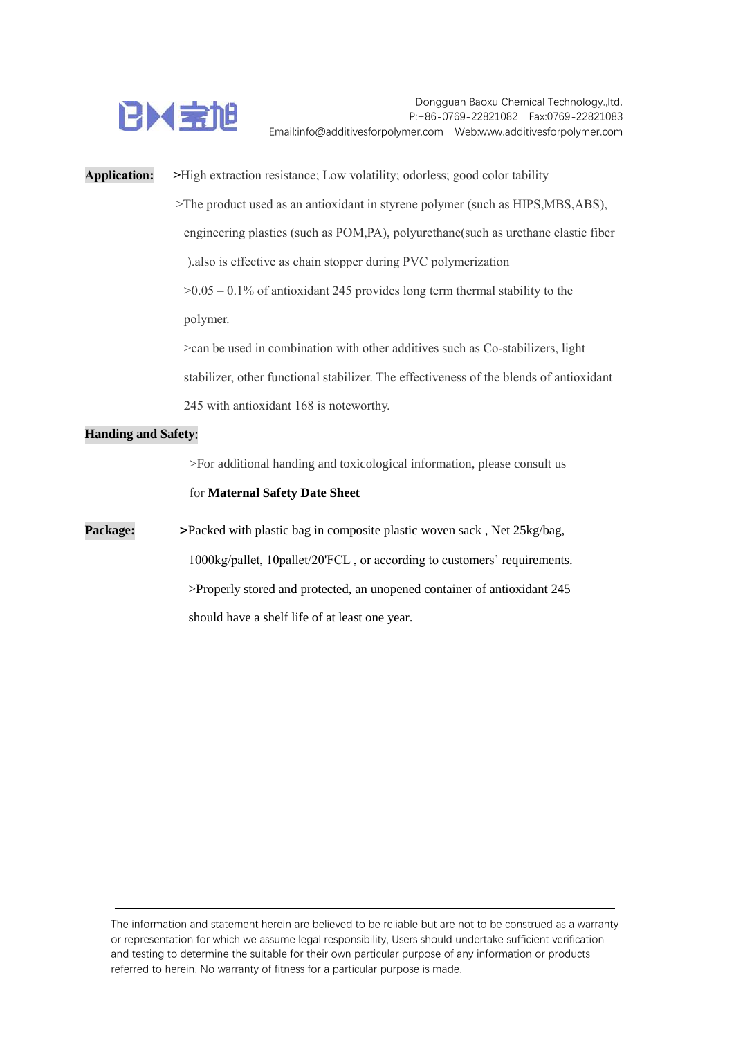**Application:** >High extraction resistance; Low volatility; odorless; good color tability

>The product used as an antioxidant in styrene polymer (such as HIPS,MBS,ABS), engineering plastics (such as POM,PA), polyurethane(such as urethane elastic fiber ).also is effective as chain stopper during PVC polymerization

>0.05 – 0.1% of antioxidant 245 provides long term thermal stability to the polymer.

>can be used in combination with other additives such as Co-stabilizers, light stabilizer, other functional stabilizer. The effectiveness of the blends of antioxidant 245 with antioxidant 168 is noteworthy.

**Handing and Safety**:

>For additional handing and toxicological information, please consult us for **Maternal Safety Date Sheet**

**Package:** **>**Packed with plastic bag in composite plastic woven sack , Net 25kg/bag, 1000kg/pallet, 10pallet/20'FCL , or according to customers' requirements.

>Properly stored and protected, an unopened container of antioxidant 245 should have a shelf life of at least one year.

The information and statement herein are believed to be reliable but are not to be construed as a warranty or representation for which we assume legal responsibility, Users should undertake sufficient verification and testing to determine the suitable for their own particular purpose of any information or products referred to herein. No warranty of fitness for a particular purpose is made.